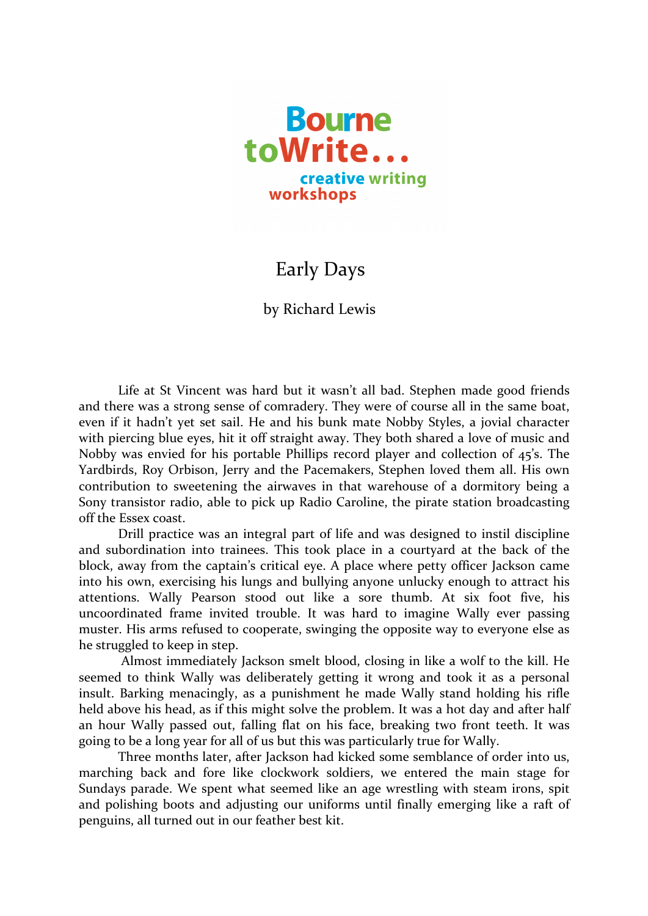Bourne toWrite... creative writing workshops

# Early Days

by Richard Lewis

Life at St Vincent was hard but it wasn't all bad. Stephen made good friends and there was a strong sense of comradery. They were of course all in the same boat, even if it hadn't yet set sail. He and his bunk mate Nobby Styles, a jovial character with piercing blue eyes, hit it off straight away. They both shared a love of music and Nobby was envied for his portable Phillips record player and collection of 45's. The Yardbirds, Roy Orbison, Jerry and the Pacemakers, Stephen loved them all. His own contribution to sweetening the airwaves in that warehouse of a dormitory being a Sony transistor radio, able to pick up Radio Caroline, the pirate station broadcasting off the Essex coast.

Drill practice was an integral part of life and was designed to instil discipline and subordination into trainees. This took place in a courtyard at the back of the block, away from the captain's critical eye. A place where petty officer Jackson came into his own, exercising his lungs and bullying anyone unlucky enough to attract his attentions. Wally Pearson stood out like a sore thumb. At six foot five, his uncoordinated frame invited trouble. It was hard to imagine Wally ever passing muster. His arms refused to cooperate, swinging the opposite way to everyone else as he struggled to keep in step.

Almost immediately Jackson smelt blood, closing in like a wolf to the kill. He seemed to think Wally was deliberately getting it wrong and took it as a personal insult. Barking menacingly, as a punishment he made Wally stand holding his rifle held above his head, as if this might solve the problem. It was a hot day and after half an hour Wally passed out, falling flat on his face, breaking two front teeth. It was going to be a long year for all of us but this was particularly true for Wally.

Three months later, after Jackson had kicked some semblance of order into us, marching back and fore like clockwork soldiers, we entered the main stage for Sundays parade. We spent what seemed like an age wrestling with steam irons, spit and polishing boots and adjusting our uniforms until finally emerging like a raft of penguins, all turned out in our feather best kit.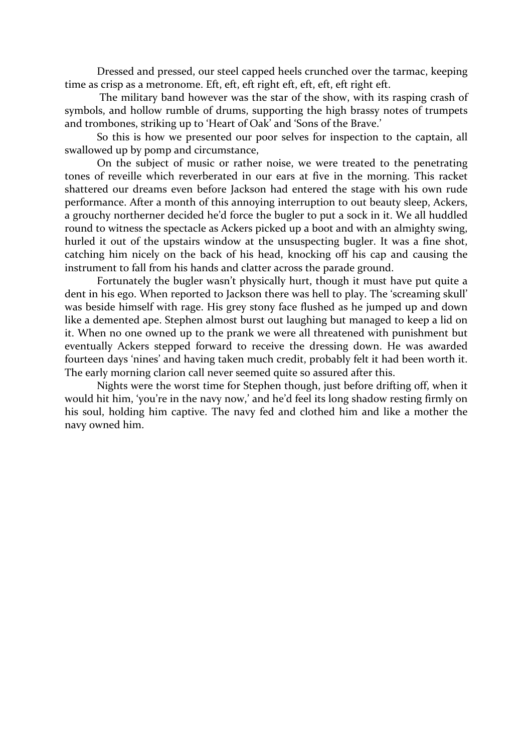Dressed and pressed, our steel capped heels crunched over the tarmac, keeping time as crisp as a metronome. Eft, eft, eft right eft, eft, eft, eft right eft.

The military band however was the star of the show, with its rasping crash of symbols, and hollow rumble of drums, supporting the high brassy notes of trumpets and trombones, striking up to 'Heart of Oak' and 'Sons of the Brave.'

So this is how we presented our poor selves for inspection to the captain, all swallowed up by pomp and circumstance,

On the subject of music or rather noise, we were treated to the penetrating tones of reveille which reverberated in our ears at five in the morning. This racket shattered our dreams even before Jackson had entered the stage with his own rude performance. After a month of this annoying interruption to out beauty sleep, Ackers, a grouchy northerner decided he'd force the bugler to put a sock in it. We all huddled round to witness the spectacle as Ackers picked up a boot and with an almighty swing, hurled it out of the upstairs window at the unsuspecting bugler. It was a fine shot, catching him nicely on the back of his head, knocking off his cap and causing the instrument to fall from his hands and clatter across the parade ground.

Fortunately the bugler wasn't physically hurt, though it must have put quite a dent in his ego. When reported to Jackson there was hell to play. The 'screaming skull' was beside himself with rage. His grey stony face flushed as he jumped up and down like a demented ape. Stephen almost burst out laughing but managed to keep a lid on it. When no one owned up to the prank we were all threatened with punishment but eventually Ackers stepped forward to receive the dressing down. He was awarded fourteen days 'nines' and having taken much credit, probably felt it had been worth it. The early morning clarion call never seemed quite so assured after this.

Nights were the worst time for Stephen though, just before drifting off, when it would hit him, 'you're in the navy now,' and he'd feel its long shadow resting firmly on his soul, holding him captive. The navy fed and clothed him and like a mother the navy owned him.